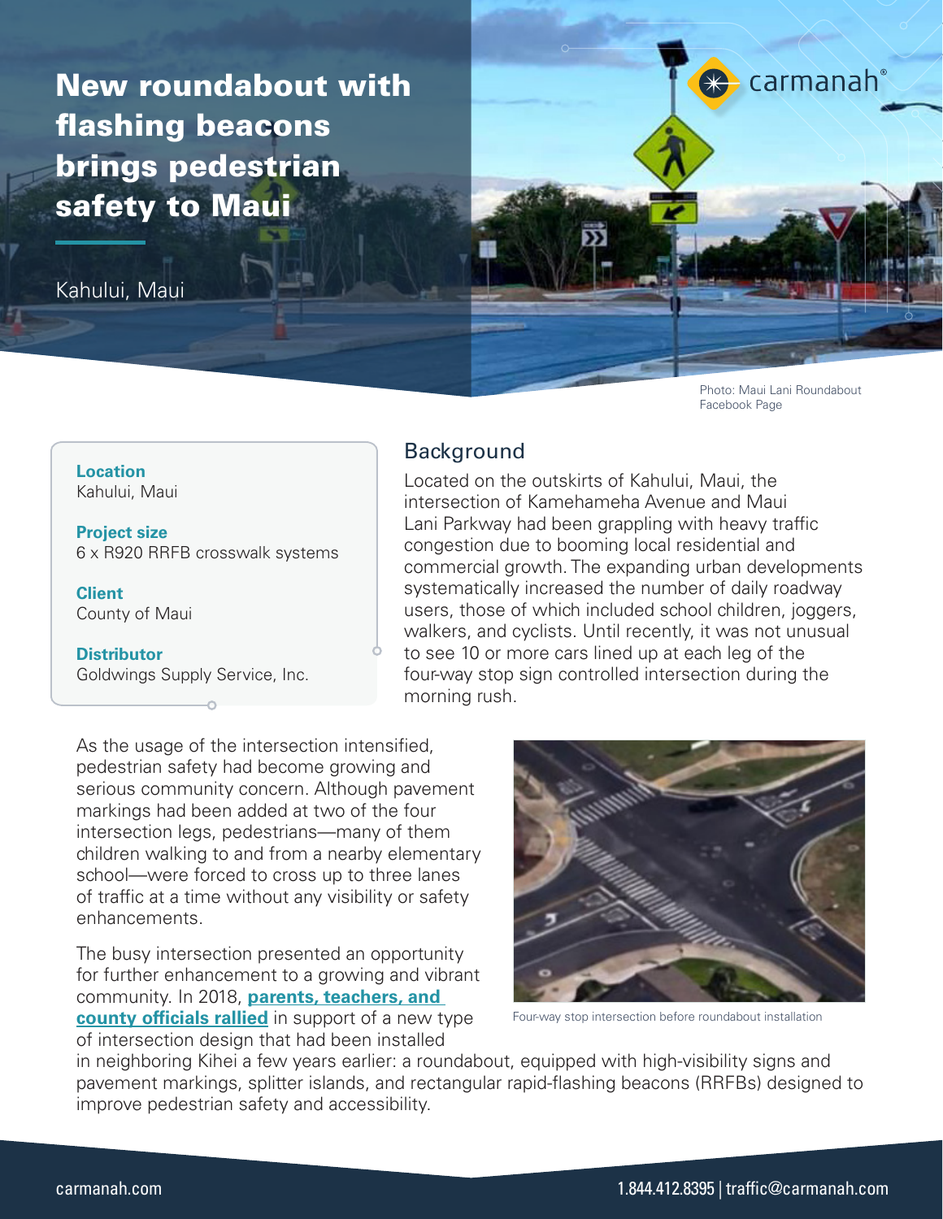# New roundabout with flashing beacons brings pedestrian safety to Maui

Kahului, Maui

Photo: Maui Lani Roundabout Facebook Page

**Location**
Kahului, Maui

**Project size**
6 x R920 RRFB crosswalk systems

**Client**
County of Maui

**Distributor**
Goldwings Supply Service, Inc.

## Background

Located on the outskirts of Kahului, Maui, the intersection of Kamehameha Avenue and Maui Lani Parkway had been grappling with heavy traffic congestion due to booming local residential and commercial growth. The expanding urban developments systematically increased the number of daily roadway users, those of which included school children, joggers, walkers, and cyclists. Until recently, it was not unusual to see 10 or more cars lined up at each leg of the four-way stop sign controlled intersection during the morning rush.

As the usage of the intersection intensified, pedestrian safety had become growing and serious community concern. Although pavement markings had been added at two of the four intersection legs, pedestrians—many of them children walking to and from a nearby elementary school—were forced to cross up to three lanes of traffic at a time without any visibility or safety enhancements.

Four-way stop intersection before roundabout installation

The busy intersection presented an opportunity for further enhancement to a growing and vibrant community. In 2018, **parents, teachers, and county officials rallied** in support of a new type of intersection design that had been installed in neighboring Kihei a few years earlier: a roundabout, equipped with high-visibility signs and pavement markings, splitter islands, and rectangular rapid-flashing beacons (RRFBs) designed to improve pedestrian safety and accessibility.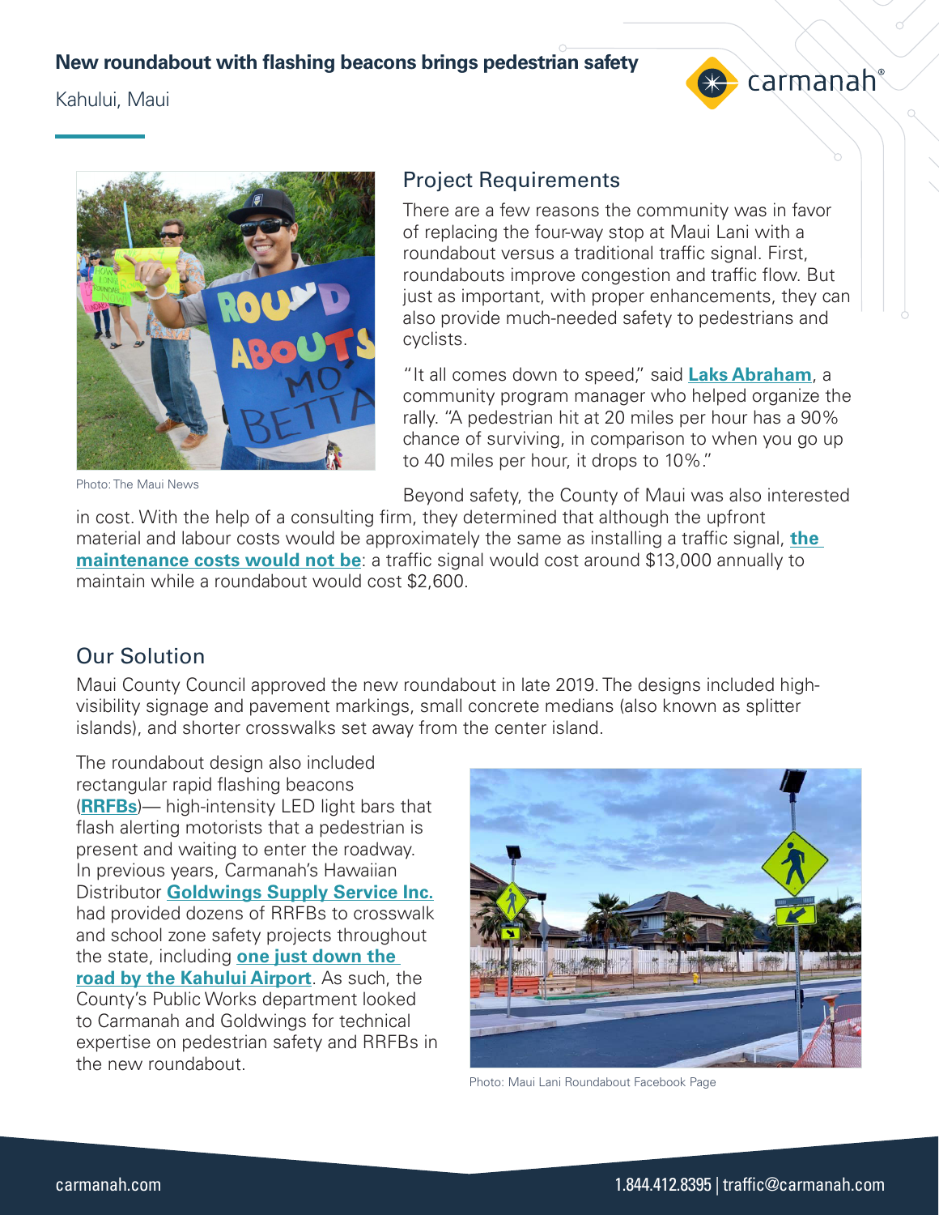# New roundabout with flashing beacons brings pedestrian safety

Kahului, Maui

Photo: The Maui News

## Project Requirements

There are a few reasons the community was in favor of replacing the four-way stop at Maui Lani with a roundabout versus a traditional traffic signal. First, roundabouts improve congestion and traffic flow. But just as important, with proper enhancements, they can also provide much-needed safety to pedestrians and cyclists.

"It all comes down to speed," said **Laks Abraham**, a community program manager who helped organize the rally. "A pedestrian hit at 20 miles per hour has a 90% chance of surviving, in comparison to when you go up to 40 miles per hour, it drops to 10%."

Beyond safety, the County of Maui was also interested in cost. With the help of a consulting firm, they determined that although the upfront material and labour costs would be approximately the same as installing a traffic signal, **the maintenance costs would not be**: a traffic signal would cost around $13,000 annually to maintain while a roundabout would cost $2,600.

## Our Solution

Maui County Council approved the new roundabout in late 2019. The designs included high-visibility signage and pavement markings, small concrete medians (also known as splitter islands), and shorter crosswalks set away from the center island.

The roundabout design also included rectangular rapid flashing beacons (**RRFBs**)— high-intensity LED light bars that flash alerting motorists that a pedestrian is present and waiting to enter the roadway. In previous years, Carmanah's Hawaiian Distributor **Goldwings Supply Service Inc.** had provided dozens of RRFBs to crosswalk and school zone safety projects throughout the state, including **one just down the road by the Kahului Airport**. As such, the County's Public Works department looked to Carmanah and Goldwings for technical expertise on pedestrian safety and RRFBs in the new roundabout.

Photo: Maui Lani Roundabout Facebook Page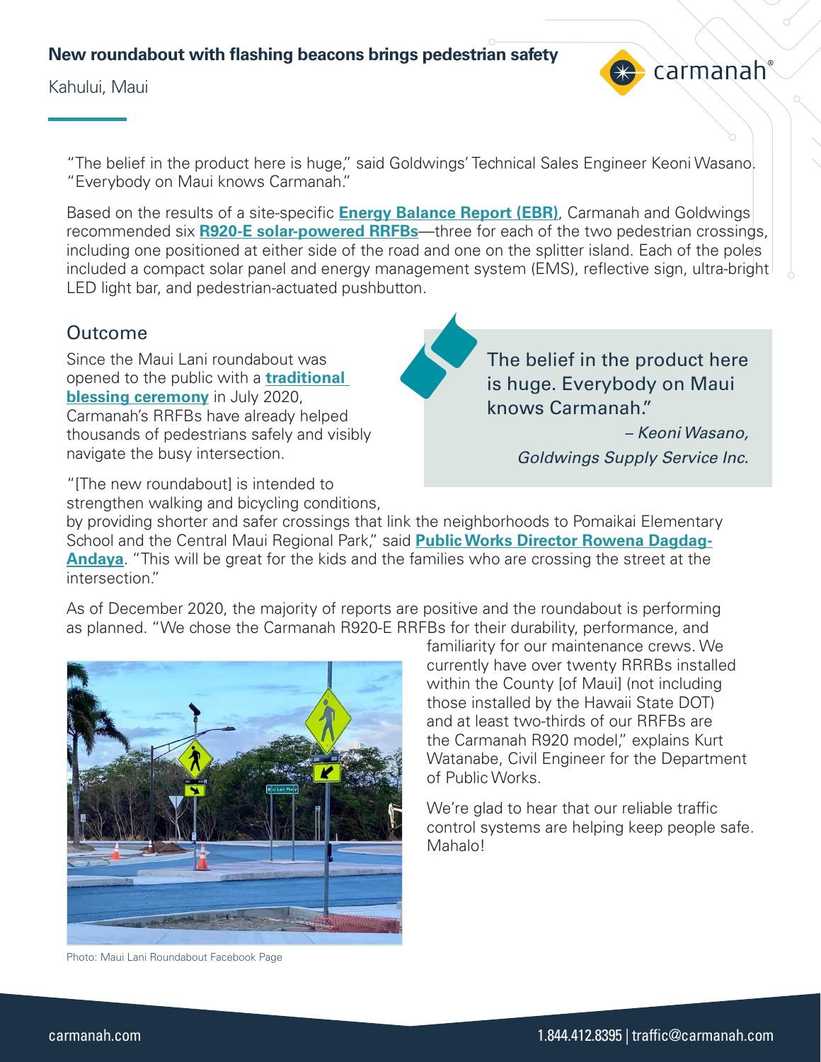"The belief in the product here is huge," said Goldwings' Technical Sales Engineer Keoni Wasano. "Everybody on Maui knows Carmanah."

Based on the results of a site-specific **Energy Balance Report (EBR)**, Carmanah and Goldwings recommended six **R920-E solar-powered RRFBs**—three for each of the two pedestrian crossings, including one positioned at either side of the road and one on the splitter island. Each of the poles included a compact solar panel and energy management system (EMS), reflective sign, ultra-bright LED light bar, and pedestrian-actuated pushbutton.

## Outcome

Since the Maui Lani roundabout was opened to the public with a **traditional blessing ceremony** in July 2020, Carmanah's RRFBs have already helped thousands of pedestrians safely and visibly navigate the busy intersection.

> The belief in the product here is huge. Everybody on Maui knows Carmanah."
>
> *– Keoni Wasano, Goldwings Supply Service Inc.*

"[The new roundabout] is intended to strengthen walking and bicycling conditions, by providing shorter and safer crossings that link the neighborhoods to Pomaikai Elementary School and the Central Maui Regional Park," said **Public Works Director Rowena Dagdag-Andaya**. "This will be great for the kids and the families who are crossing the street at the intersection."

As of December 2020, the majority of reports are positive and the roundabout is performing as planned. "We chose the Carmanah R920-E RRFBs for their durability, performance, and familiarity for our maintenance crews. We currently have over twenty RRRBs installed within the County [of Maui] (not including those installed by the Hawaii State DOT) and at least two-thirds of our RRFBs are the Carmanah R920 model," explains Kurt Watanabe, Civil Engineer for the Department of Public Works.

Photo: Maui Lani Roundabout Facebook Page

We're glad to hear that our reliable traffic control systems are helping keep people safe. Mahalo!